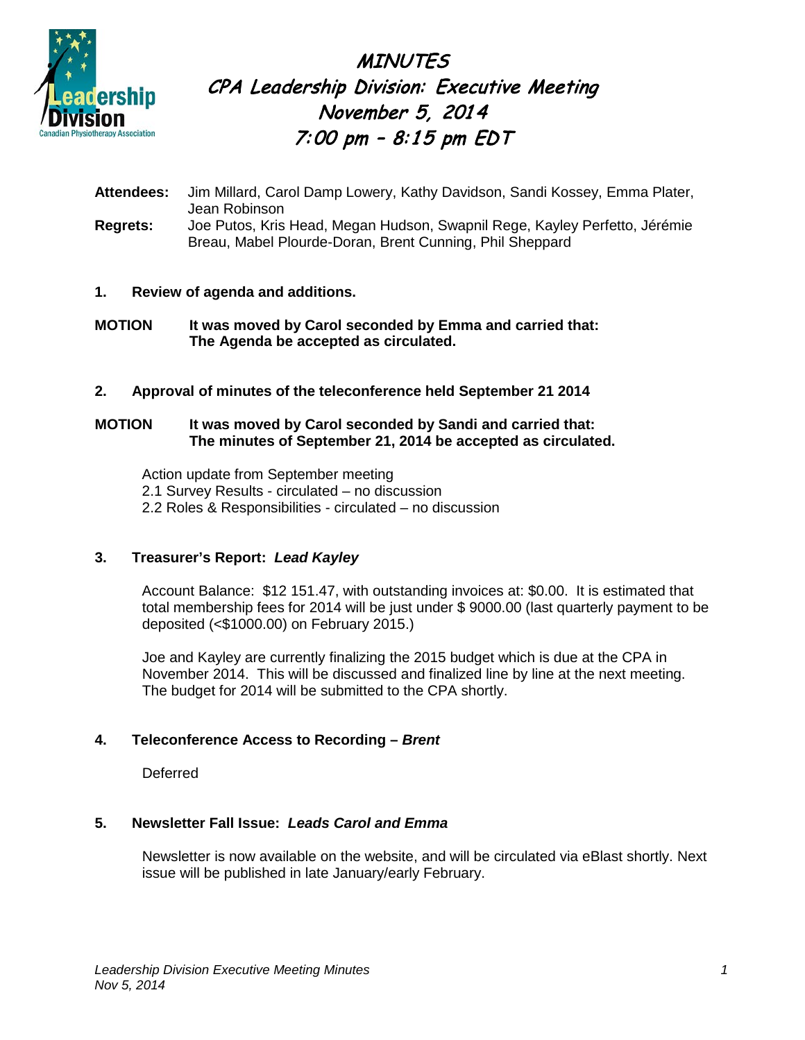# MINUTES

## CPA Leadership Division: Executive Meeting

## November 5, 2014

## 7:00 pm – 8:15 pm EDT

**Attendees:** Jim Millard, Carol Damp Lowery, Kathy Davidson, Sandi Kossey, Emma Plater, Jean Robinson

**Regrets:** Joe Putos, Kris Head, Megan Hudson, Swapnil Rege, Kayley Perfetto, Jérémie Breau, Mabel Plourde-Doran, Brent Cunning, Phil Sheppard

**1. Review of agenda and additions.**

**MOTION** **It was moved by Carol seconded by Emma and carried that: The Agenda be accepted as circulated.**

**2. Approval of minutes of the teleconference held September 21 2014**

**MOTION** **It was moved by Carol seconded by Sandi and carried that: The minutes of September 21, 2014 be accepted as circulated.**

Action update from September meeting
2.1 Survey Results - circulated – no discussion
2.2 Roles & Responsibilities - circulated – no discussion

**3. Treasurer's Report: *Lead Kayley***

Account Balance: $12 151.47, with outstanding invoices at: $0.00. It is estimated that total membership fees for 2014 will be just under $ 9000.00 (last quarterly payment to be deposited (<$1000.00) on February 2015.)

Joe and Kayley are currently finalizing the 2015 budget which is due at the CPA in November 2014. This will be discussed and finalized line by line at the next meeting. The budget for 2014 will be submitted to the CPA shortly.

**4. Teleconference Access to Recording – *Brent***

Deferred

**5. Newsletter Fall Issue: *Leads Carol and Emma***

Newsletter is now available on the website, and will be circulated via eBlast shortly. Next issue will be published in late January/early February.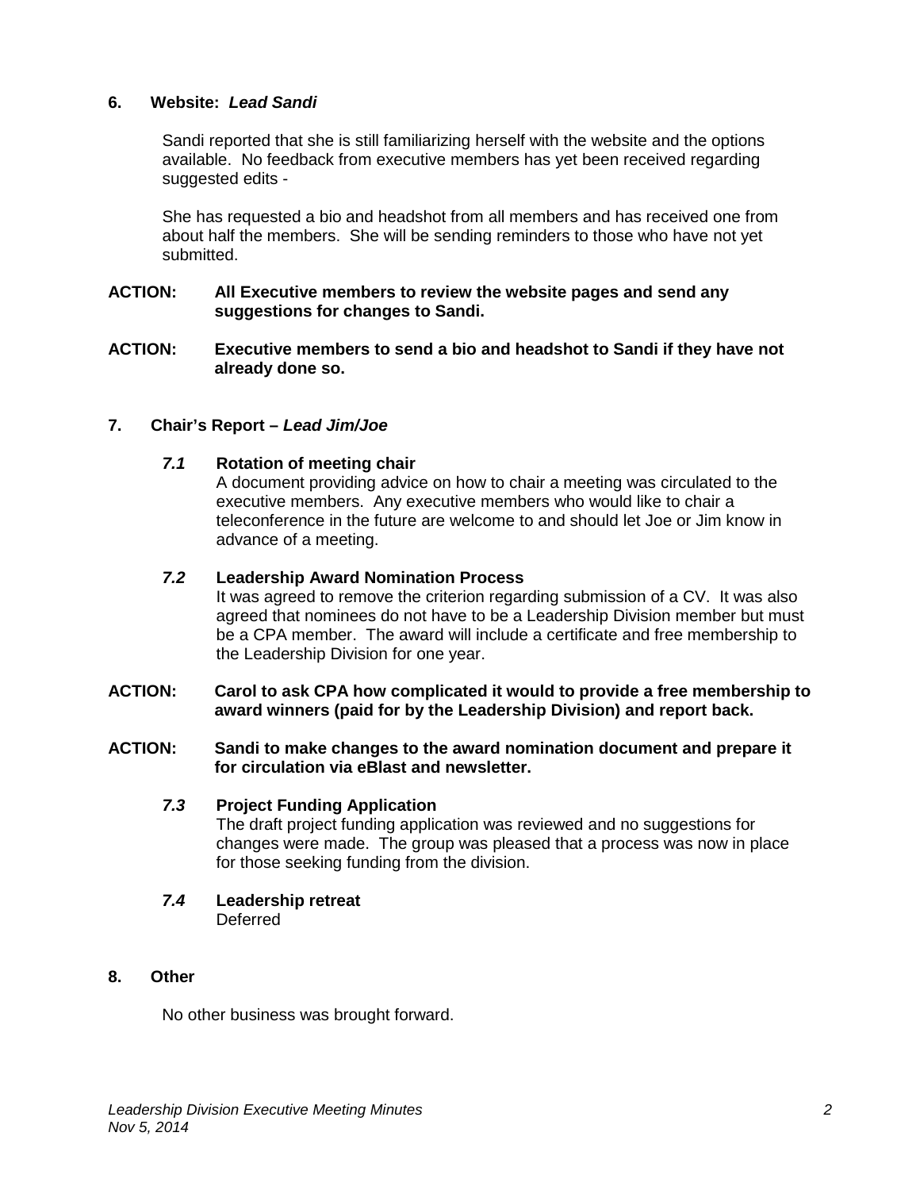## 6. Website: *Lead Sandi*

Sandi reported that she is still familiarizing herself with the website and the options available. No feedback from executive members has yet been received regarding suggested edits -

She has requested a bio and headshot from all members and has received one from about half the members. She will be sending reminders to those who have not yet submitted.

**ACTION: All Executive members to review the website pages and send any suggestions for changes to Sandi.**

**ACTION: Executive members to send a bio and headshot to Sandi if they have not already done so.**

## 7. Chair's Report – *Lead Jim/Joe*

### *7.1* Rotation of meeting chair

A document providing advice on how to chair a meeting was circulated to the executive members. Any executive members who would like to chair a teleconference in the future are welcome to and should let Joe or Jim know in advance of a meeting.

### *7.2* Leadership Award Nomination Process

It was agreed to remove the criterion regarding submission of a CV. It was also agreed that nominees do not have to be a Leadership Division member but must be a CPA member. The award will include a certificate and free membership to the Leadership Division for one year.

**ACTION: Carol to ask CPA how complicated it would to provide a free membership to award winners (paid for by the Leadership Division) and report back.**

**ACTION: Sandi to make changes to the award nomination document and prepare it for circulation via eBlast and newsletter.**

### *7.3* Project Funding Application

The draft project funding application was reviewed and no suggestions for changes were made. The group was pleased that a process was now in place for those seeking funding from the division.

### *7.4* Leadership retreat

Deferred

## 8. Other

No other business was brought forward.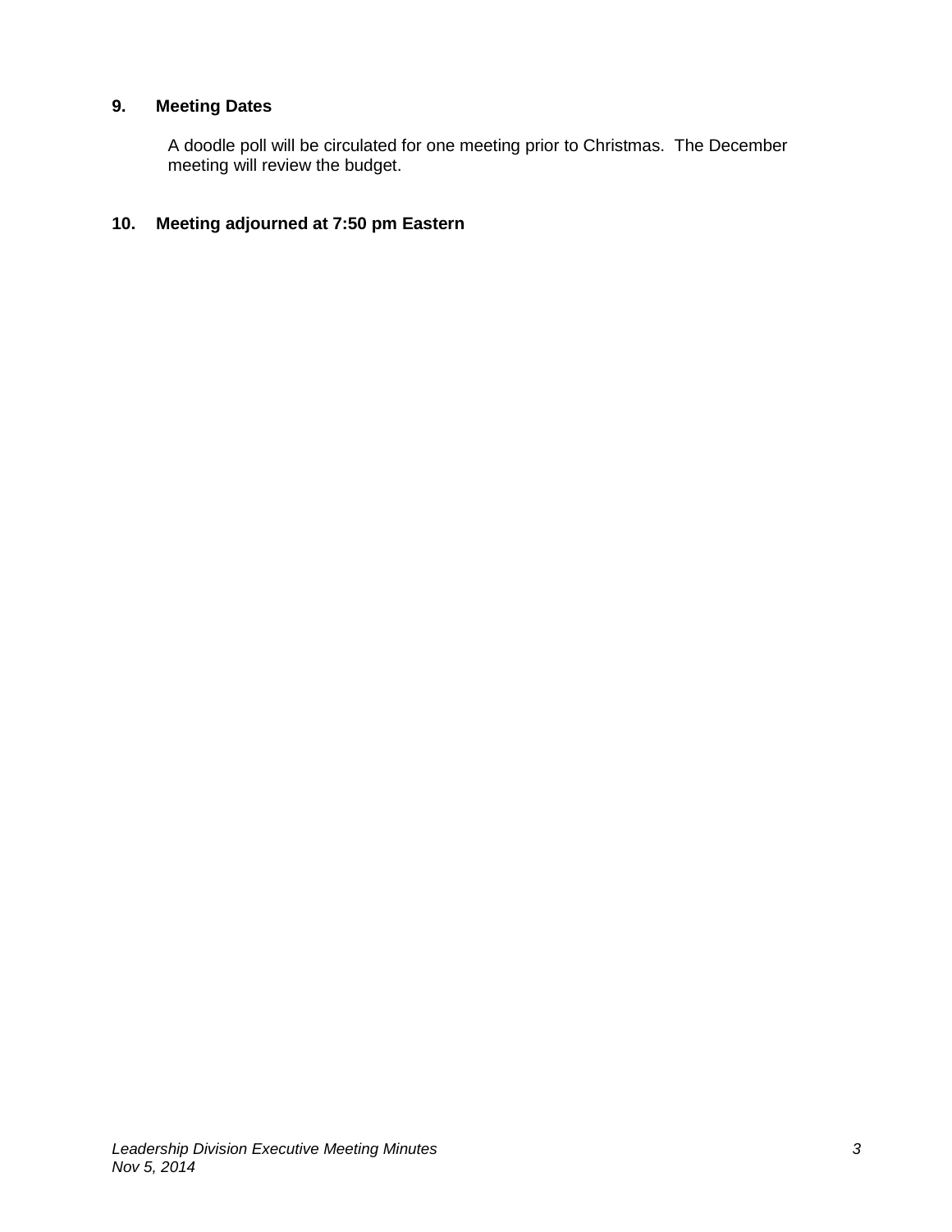**9. Meeting Dates**

A doodle poll will be circulated for one meeting prior to Christmas. The December meeting will review the budget.

**10. Meeting adjourned at 7:50 pm Eastern**